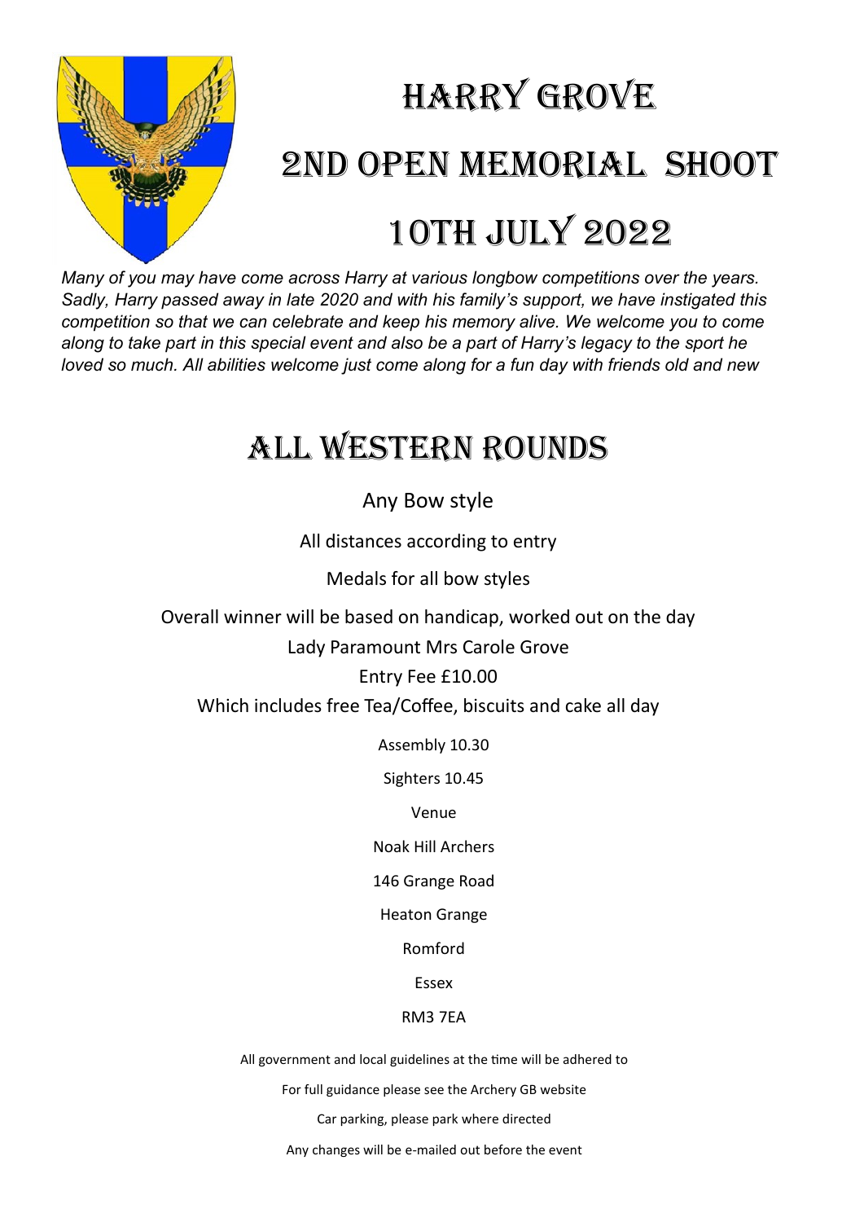# Harry Grove

# 2nd Open Memorial Shoot

# 10th July 2022

*Many of you may have come across Harry at various longbow competitions over the years. Sadly, Harry passed away in late 2020 and with his family's support, we have instigated this competition so that we can celebrate and keep his memory alive. We welcome you to come along to take part in this special event and also be a part of Harry's legacy to the sport he loved so much. All abilities welcome just come along for a fun day with friends old and new*

## All Western Rounds

Any Bow style

All distances according to entry

Medals for all bow styles

Overall winner will be based on handicap, worked out on the day

Lady Paramount Mrs Carole Grove

Entry Fee £10.00

Which includes free Tea/Coffee, biscuits and cake all day

Assembly 10.30

Sighters 10.45

Venue

Noak Hill Archers

146 Grange Road

Heaton Grange

Romford

Essex

RM3 7EA

All government and local guidelines at the time will be adhered to

For full guidance please see the Archery GB website

Car parking, please park where directed

Any changes will be e-mailed out before the event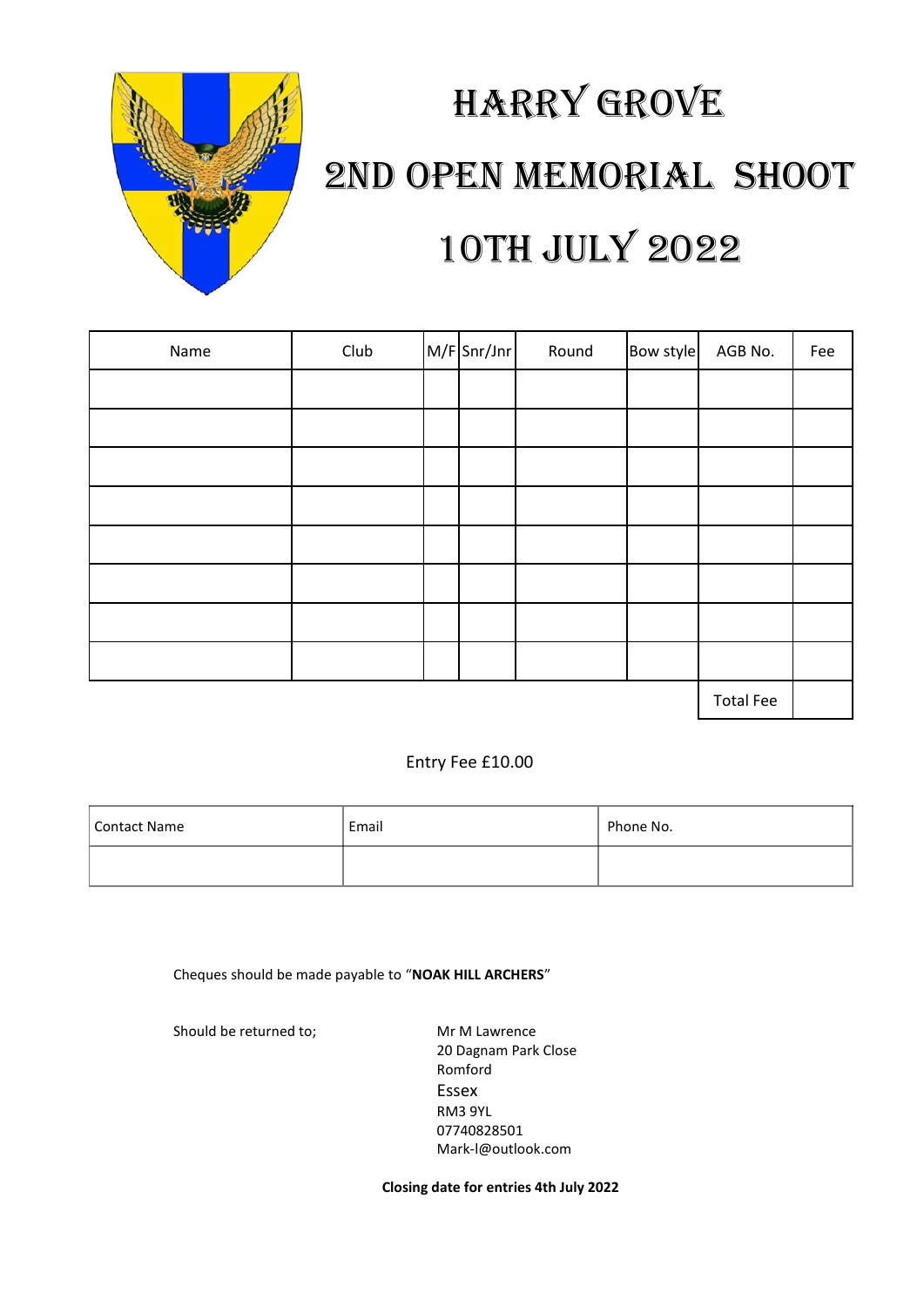# HARRY GROVE

# 2ND OPEN MEMORIAL SHOOT

# 10TH JULY 2022

| Name | Club | M/F | Snr/Jnr | Round | Bow style | AGB No. | Fee |
|---|---|---|---|---|---|---|---|
| | | | | | | | |
| | | | | | | | |
| | | | | | | | |
| | | | | | | | |
| | | | | | | | |
| | | | | | | | |
| | | | | | | | |
| | | | | | | | |
| | | | | | | Total Fee | |

Entry Fee £10.00

| Contact Name | Email | Phone No. |
|---|---|---|
| | | |

Cheques should be made payable to "**NOAK HILL ARCHERS**"

Should be returned to;

Mr M Lawrence
20 Dagnam Park Close
Romford
Essex
RM3 9YL
07740828501
Mark-l@outlook.com

**Closing date for entries 4th July 2022**